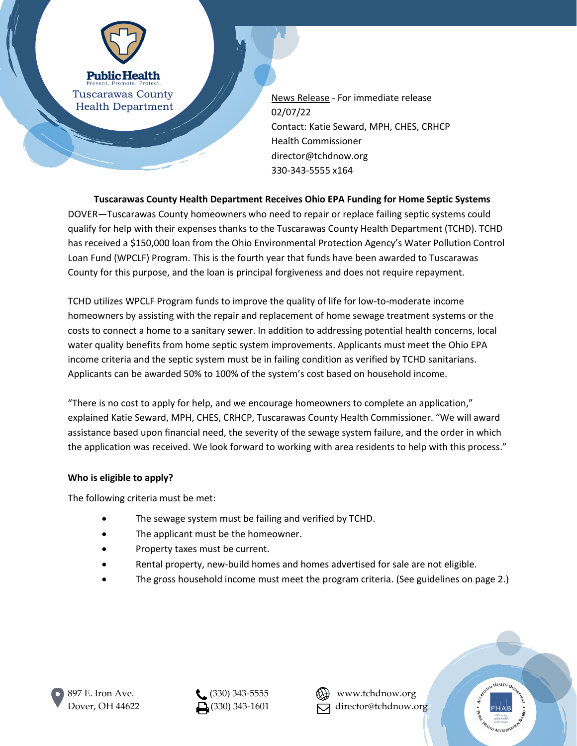Public Health
Prevent. Promote. Protect.
Tuscarawas County Health Department

News Release - For immediate release
02/07/22
Contact: Katie Seward, MPH, CHES, CRHCP
Health Commissioner
director@tchdnow.org
330-343-5555 x164

**Tuscarawas County Health Department Receives Ohio EPA Funding for Home Septic Systems**

DOVER—Tuscarawas County homeowners who need to repair or replace failing septic systems could qualify for help with their expenses thanks to the Tuscarawas County Health Department (TCHD). TCHD has received a $150,000 loan from the Ohio Environmental Protection Agency's Water Pollution Control Loan Fund (WPCLF) Program. This is the fourth year that funds have been awarded to Tuscarawas County for this purpose, and the loan is principal forgiveness and does not require repayment.

TCHD utilizes WPCLF Program funds to improve the quality of life for low-to-moderate income homeowners by assisting with the repair and replacement of home sewage treatment systems or the costs to connect a home to a sanitary sewer. In addition to addressing potential health concerns, local water quality benefits from home septic system improvements. Applicants must meet the Ohio EPA income criteria and the septic system must be in failing condition as verified by TCHD sanitarians. Applicants can be awarded 50% to 100% of the system's cost based on household income.

"There is no cost to apply for help, and we encourage homeowners to complete an application," explained Katie Seward, MPH, CHES, CRHCP, Tuscarawas County Health Commissioner. "We will award assistance based upon financial need, the severity of the sewage system failure, and the order in which the application was received. We look forward to working with area residents to help with this process."

**Who is eligible to apply?**

The following criteria must be met:

- The sewage system must be failing and verified by TCHD.
- The applicant must be the homeowner.
- Property taxes must be current.
- Rental property, new-build homes and homes advertised for sale are not eligible.
- The gross household income must meet the program criteria. (See guidelines on page 2.)

897 E. Iron Ave.
Dover, OH 44622
(330) 343-5555
(330) 343-1601
www.tchdnow.org
director@tchdnow.org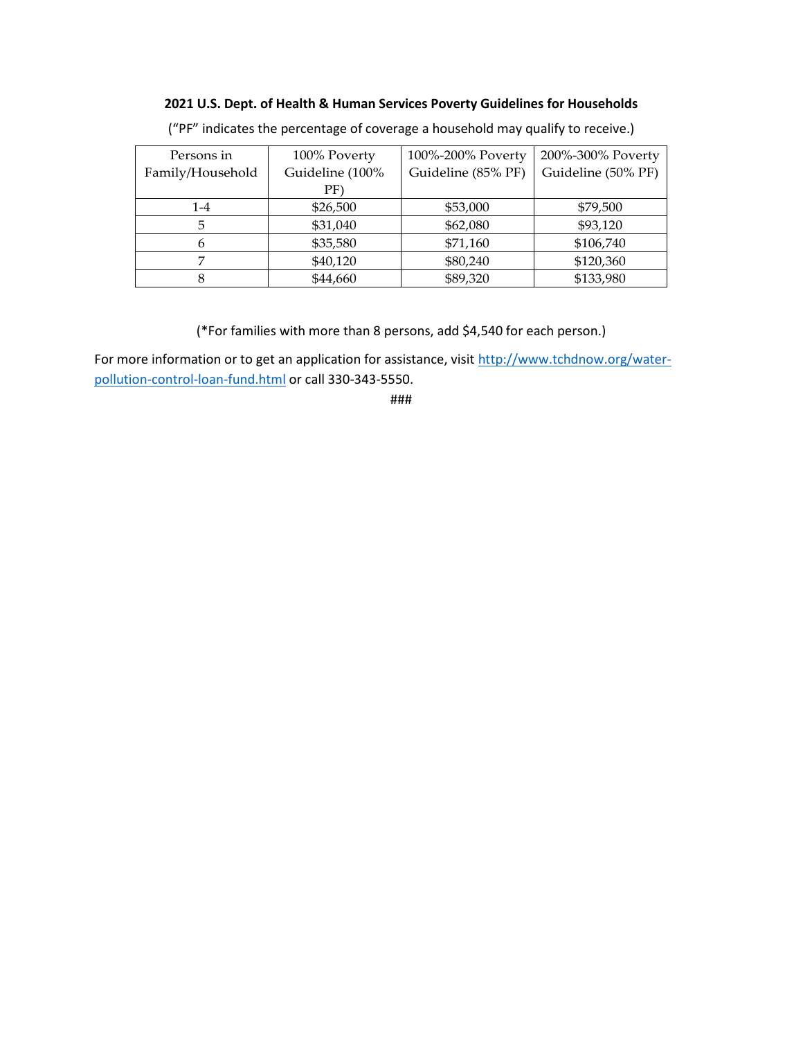**2021 U.S. Dept. of Health & Human Services Poverty Guidelines for Households**

("PF" indicates the percentage of coverage a household may qualify to receive.)

| Persons in Family/Household | 100% Poverty Guideline (100% PF) | 100%-200% Poverty Guideline (85% PF) | 200%-300% Poverty Guideline (50% PF) |
|---|---|---|---|
| 1-4 | $26,500 | $53,000 | $79,500 |
| 5 | $31,040 | $62,080 | $93,120 |
| 6 | $35,580 | $71,160 | $106,740 |
| 7 | $40,120 | $80,240 | $120,360 |
| 8 | $44,660 | $89,320 | $133,980 |

(*For families with more than 8 persons, add $4,540 for each person.)

For more information or to get an application for assistance, visit [http://www.tchdnow.org/water-pollution-control-loan-fund.html](http://www.tchdnow.org/water-pollution-control-loan-fund.html) or call 330-343-5550.

###